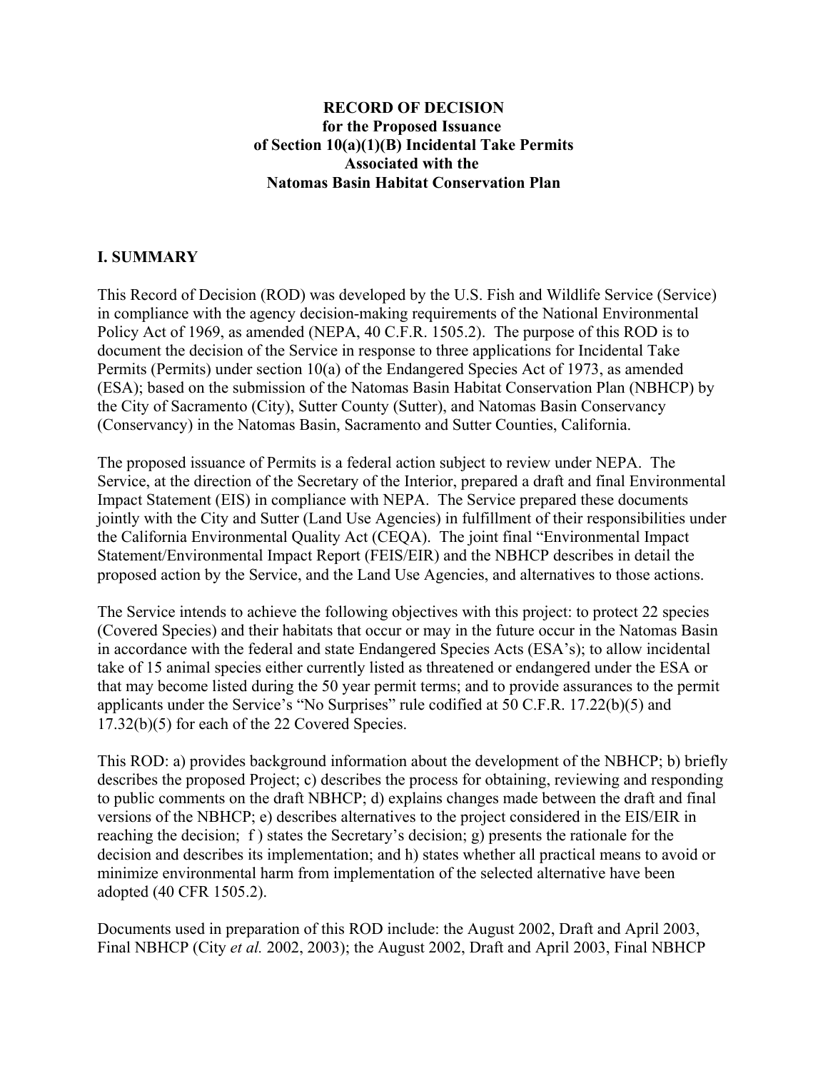**RECORD OF DECISION**
**for the Proposed Issuance**
**of Section 10(a)(1)(B) Incidental Take Permits**
**Associated with the**
**Natomas Basin Habitat Conservation Plan**

## I. SUMMARY

This Record of Decision (ROD) was developed by the U.S. Fish and Wildlife Service (Service) in compliance with the agency decision-making requirements of the National Environmental Policy Act of 1969, as amended (NEPA, 40 C.F.R. 1505.2). The purpose of this ROD is to document the decision of the Service in response to three applications for Incidental Take Permits (Permits) under section 10(a) of the Endangered Species Act of 1973, as amended (ESA); based on the submission of the Natomas Basin Habitat Conservation Plan (NBHCP) by the City of Sacramento (City), Sutter County (Sutter), and Natomas Basin Conservancy (Conservancy) in the Natomas Basin, Sacramento and Sutter Counties, California.

The proposed issuance of Permits is a federal action subject to review under NEPA. The Service, at the direction of the Secretary of the Interior, prepared a draft and final Environmental Impact Statement (EIS) in compliance with NEPA. The Service prepared these documents jointly with the City and Sutter (Land Use Agencies) in fulfillment of their responsibilities under the California Environmental Quality Act (CEQA). The joint final "Environmental Impact Statement/Environmental Impact Report (FEIS/EIR) and the NBHCP describes in detail the proposed action by the Service, and the Land Use Agencies, and alternatives to those actions.

The Service intends to achieve the following objectives with this project: to protect 22 species (Covered Species) and their habitats that occur or may in the future occur in the Natomas Basin in accordance with the federal and state Endangered Species Acts (ESA's); to allow incidental take of 15 animal species either currently listed as threatened or endangered under the ESA or that may become listed during the 50 year permit terms; and to provide assurances to the permit applicants under the Service's "No Surprises" rule codified at 50 C.F.R. 17.22(b)(5) and 17.32(b)(5) for each of the 22 Covered Species.

This ROD: a) provides background information about the development of the NBHCP; b) briefly describes the proposed Project; c) describes the process for obtaining, reviewing and responding to public comments on the draft NBHCP; d) explains changes made between the draft and final versions of the NBHCP; e) describes alternatives to the project considered in the EIS/EIR in reaching the decision; f ) states the Secretary's decision; g) presents the rationale for the decision and describes its implementation; and h) states whether all practical means to avoid or minimize environmental harm from implementation of the selected alternative have been adopted (40 CFR 1505.2).

Documents used in preparation of this ROD include: the August 2002, Draft and April 2003, Final NBHCP (City *et al.* 2002, 2003); the August 2002, Draft and April 2003, Final NBHCP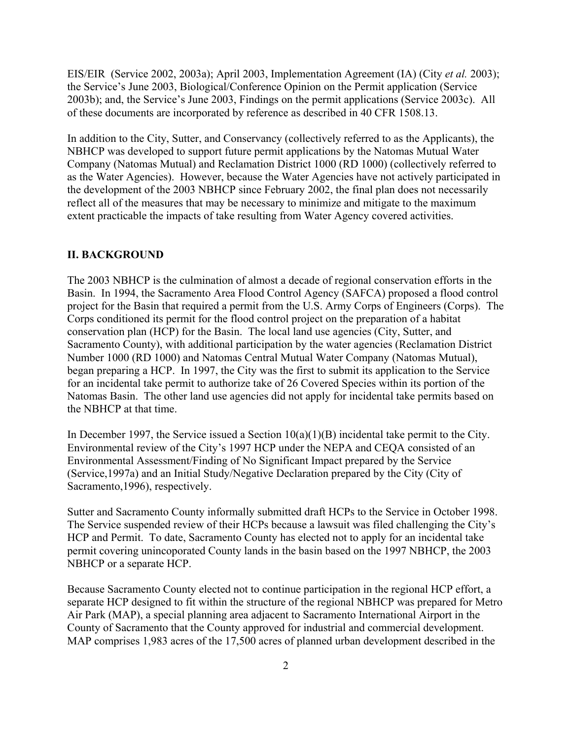EIS/EIR (Service 2002, 2003a); April 2003, Implementation Agreement (IA) (City *et al.* 2003); the Service's June 2003, Biological/Conference Opinion on the Permit application (Service 2003b); and, the Service's June 2003, Findings on the permit applications (Service 2003c). All of these documents are incorporated by reference as described in 40 CFR 1508.13.

In addition to the City, Sutter, and Conservancy (collectively referred to as the Applicants), the NBHCP was developed to support future permit applications by the Natomas Mutual Water Company (Natomas Mutual) and Reclamation District 1000 (RD 1000) (collectively referred to as the Water Agencies). However, because the Water Agencies have not actively participated in the development of the 2003 NBHCP since February 2002, the final plan does not necessarily reflect all of the measures that may be necessary to minimize and mitigate to the maximum extent practicable the impacts of take resulting from Water Agency covered activities.

## II. BACKGROUND

The 2003 NBHCP is the culmination of almost a decade of regional conservation efforts in the Basin. In 1994, the Sacramento Area Flood Control Agency (SAFCA) proposed a flood control project for the Basin that required a permit from the U.S. Army Corps of Engineers (Corps). The Corps conditioned its permit for the flood control project on the preparation of a habitat conservation plan (HCP) for the Basin. The local land use agencies (City, Sutter, and Sacramento County), with additional participation by the water agencies (Reclamation District Number 1000 (RD 1000) and Natomas Central Mutual Water Company (Natomas Mutual), began preparing a HCP. In 1997, the City was the first to submit its application to the Service for an incidental take permit to authorize take of 26 Covered Species within its portion of the Natomas Basin. The other land use agencies did not apply for incidental take permits based on the NBHCP at that time.

In December 1997, the Service issued a Section 10(a)(1)(B) incidental take permit to the City. Environmental review of the City's 1997 HCP under the NEPA and CEQA consisted of an Environmental Assessment/Finding of No Significant Impact prepared by the Service (Service,1997a) and an Initial Study/Negative Declaration prepared by the City (City of Sacramento,1996), respectively.

Sutter and Sacramento County informally submitted draft HCPs to the Service in October 1998. The Service suspended review of their HCPs because a lawsuit was filed challenging the City's HCP and Permit. To date, Sacramento County has elected not to apply for an incidental take permit covering unincoporated County lands in the basin based on the 1997 NBHCP, the 2003 NBHCP or a separate HCP.

Because Sacramento County elected not to continue participation in the regional HCP effort, a separate HCP designed to fit within the structure of the regional NBHCP was prepared for Metro Air Park (MAP), a special planning area adjacent to Sacramento International Airport in the County of Sacramento that the County approved for industrial and commercial development. MAP comprises 1,983 acres of the 17,500 acres of planned urban development described in the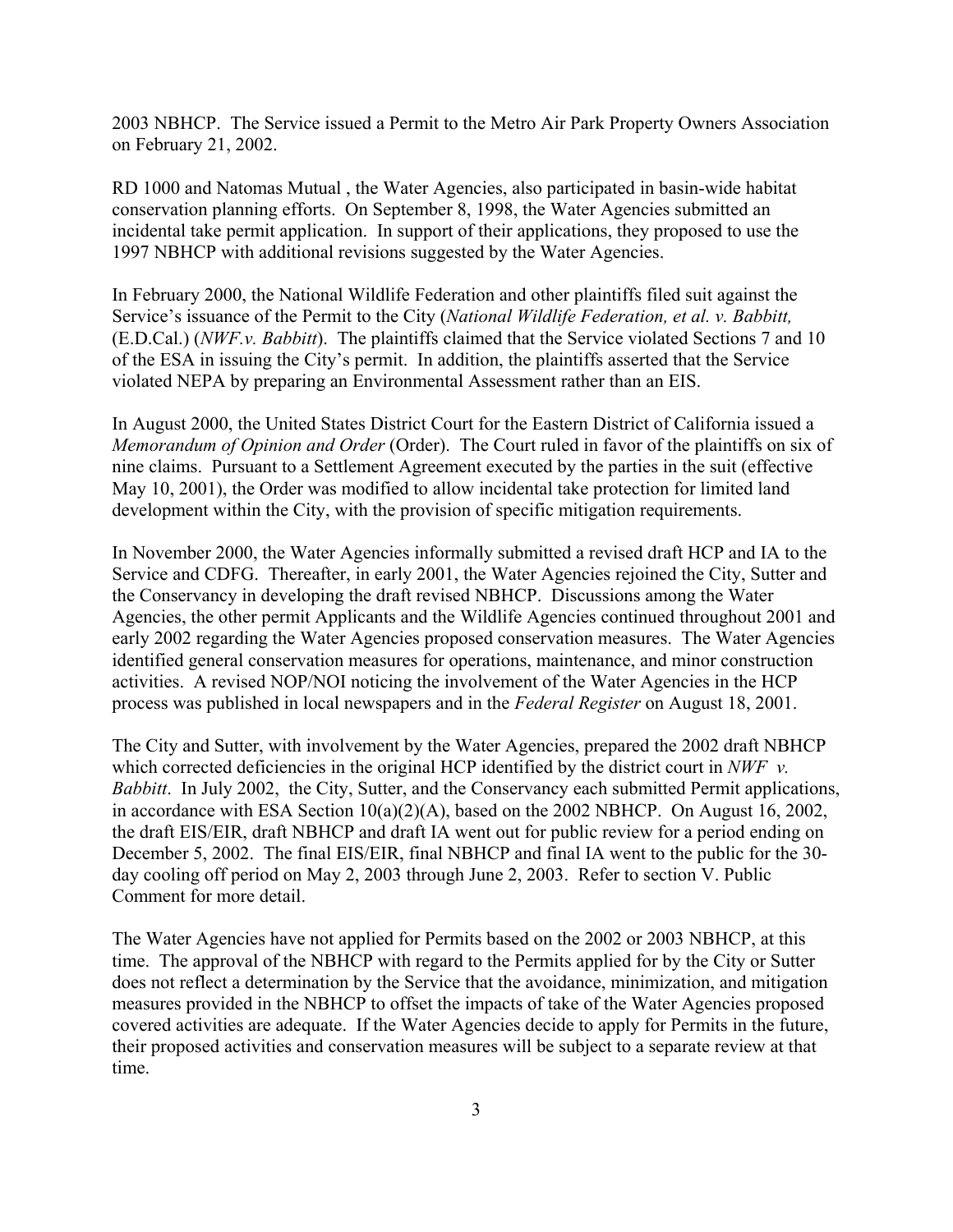2003 NBHCP. The Service issued a Permit to the Metro Air Park Property Owners Association on February 21, 2002.

RD 1000 and Natomas Mutual , the Water Agencies, also participated in basin-wide habitat conservation planning efforts. On September 8, 1998, the Water Agencies submitted an incidental take permit application. In support of their applications, they proposed to use the 1997 NBHCP with additional revisions suggested by the Water Agencies.

In February 2000, the National Wildlife Federation and other plaintiffs filed suit against the Service's issuance of the Permit to the City (*National Wildlife Federation, et al. v. Babbitt,* (E.D.Cal.) (*NWF.v. Babbitt*). The plaintiffs claimed that the Service violated Sections 7 and 10 of the ESA in issuing the City's permit. In addition, the plaintiffs asserted that the Service violated NEPA by preparing an Environmental Assessment rather than an EIS.

In August 2000, the United States District Court for the Eastern District of California issued a *Memorandum of Opinion and Order* (Order). The Court ruled in favor of the plaintiffs on six of nine claims. Pursuant to a Settlement Agreement executed by the parties in the suit (effective May 10, 2001), the Order was modified to allow incidental take protection for limited land development within the City, with the provision of specific mitigation requirements.

In November 2000, the Water Agencies informally submitted a revised draft HCP and IA to the Service and CDFG. Thereafter, in early 2001, the Water Agencies rejoined the City, Sutter and the Conservancy in developing the draft revised NBHCP. Discussions among the Water Agencies, the other permit Applicants and the Wildlife Agencies continued throughout 2001 and early 2002 regarding the Water Agencies proposed conservation measures. The Water Agencies identified general conservation measures for operations, maintenance, and minor construction activities. A revised NOP/NOI noticing the involvement of the Water Agencies in the HCP process was published in local newspapers and in the *Federal Register* on August 18, 2001.

The City and Sutter, with involvement by the Water Agencies, prepared the 2002 draft NBHCP which corrected deficiencies in the original HCP identified by the district court in *NWF v. Babbitt*. In July 2002, the City, Sutter, and the Conservancy each submitted Permit applications, in accordance with ESA Section 10(a)(2)(A), based on the 2002 NBHCP. On August 16, 2002, the draft EIS/EIR, draft NBHCP and draft IA went out for public review for a period ending on December 5, 2002. The final EIS/EIR, final NBHCP and final IA went to the public for the 30-day cooling off period on May 2, 2003 through June 2, 2003. Refer to section V. Public Comment for more detail.

The Water Agencies have not applied for Permits based on the 2002 or 2003 NBHCP, at this time. The approval of the NBHCP with regard to the Permits applied for by the City or Sutter does not reflect a determination by the Service that the avoidance, minimization, and mitigation measures provided in the NBHCP to offset the impacts of take of the Water Agencies proposed covered activities are adequate. If the Water Agencies decide to apply for Permits in the future, their proposed activities and conservation measures will be subject to a separate review at that time.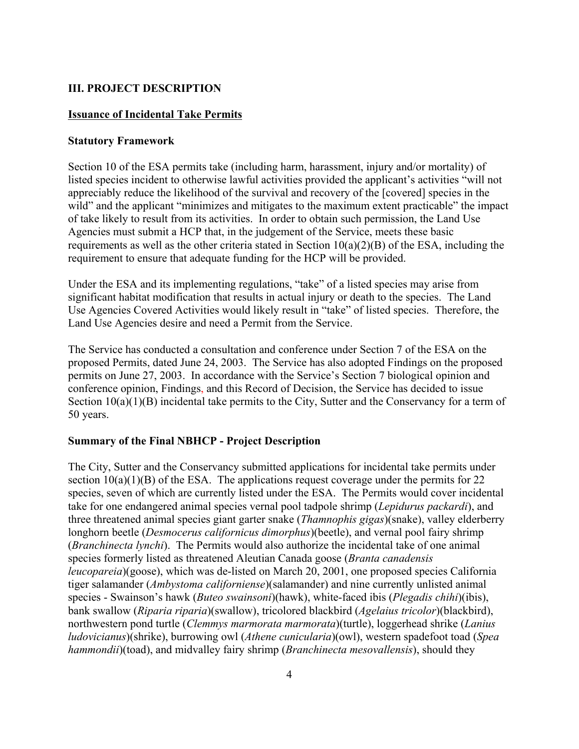## III. PROJECT DESCRIPTION

### Issuance of Incidental Take Permits

#### Statutory Framework

Section 10 of the ESA permits take (including harm, harassment, injury and/or mortality) of listed species incident to otherwise lawful activities provided the applicant's activities "will not appreciably reduce the likelihood of the survival and recovery of the [covered] species in the wild" and the applicant "minimizes and mitigates to the maximum extent practicable" the impact of take likely to result from its activities. In order to obtain such permission, the Land Use Agencies must submit a HCP that, in the judgement of the Service, meets these basic requirements as well as the other criteria stated in Section 10(a)(2)(B) of the ESA, including the requirement to ensure that adequate funding for the HCP will be provided.

Under the ESA and its implementing regulations, "take" of a listed species may arise from significant habitat modification that results in actual injury or death to the species. The Land Use Agencies Covered Activities would likely result in "take" of listed species. Therefore, the Land Use Agencies desire and need a Permit from the Service.

The Service has conducted a consultation and conference under Section 7 of the ESA on the proposed Permits, dated June 24, 2003. The Service has also adopted Findings on the proposed permits on June 27, 2003. In accordance with the Service's Section 7 biological opinion and conference opinion, Findings, and this Record of Decision, the Service has decided to issue Section 10(a)(1)(B) incidental take permits to the City, Sutter and the Conservancy for a term of 50 years.

#### Summary of the Final NBHCP - Project Description

The City, Sutter and the Conservancy submitted applications for incidental take permits under section 10(a)(1)(B) of the ESA. The applications request coverage under the permits for 22 species, seven of which are currently listed under the ESA. The Permits would cover incidental take for one endangered animal species vernal pool tadpole shrimp (*Lepidurus packardi*), and three threatened animal species giant garter snake (*Thamnophis gigas*)(snake), valley elderberry longhorn beetle (*Desmocerus californicus dimorphus*)(beetle), and vernal pool fairy shrimp (*Branchinecta lynchi*). The Permits would also authorize the incidental take of one animal species formerly listed as threatened Aleutian Canada goose (*Branta canadensis leucopareia*)(goose), which was de-listed on March 20, 2001, one proposed species California tiger salamander (*Ambystoma californiense*)(salamander) and nine currently unlisted animal species - Swainson's hawk (*Buteo swainsoni*)(hawk), white-faced ibis (*Plegadis chihi*)(ibis), bank swallow (*Riparia riparia*)(swallow), tricolored blackbird (*Agelaius tricolor*)(blackbird), northwestern pond turtle (*Clemmys marmorata marmorata*)(turtle), loggerhead shrike (*Lanius ludovicianus*)(shrike), burrowing owl (*Athene cunicularia*)(owl), western spadefoot toad (*Spea hammondii*)(toad), and midvalley fairy shrimp (*Branchinecta mesovallensis*), should they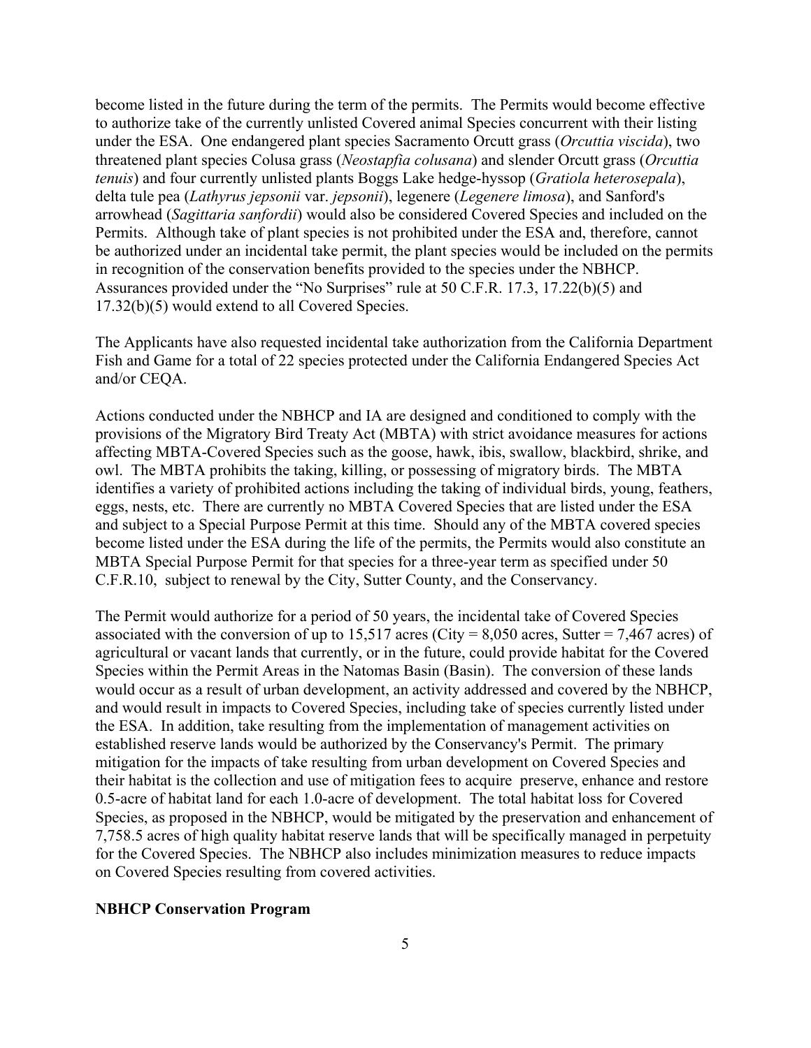become listed in the future during the term of the permits. The Permits would become effective to authorize take of the currently unlisted Covered animal Species concurrent with their listing under the ESA. One endangered plant species Sacramento Orcutt grass (*Orcuttia viscida*), two threatened plant species Colusa grass (*Neostapfia colusana*) and slender Orcutt grass (*Orcuttia tenuis*) and four currently unlisted plants Boggs Lake hedge-hyssop (*Gratiola heterosepala*), delta tule pea (*Lathyrus jepsonii* var. *jepsonii*), legenere (*Legenere limosa*), and Sanford's arrowhead (*Sagittaria sanfordii*) would also be considered Covered Species and included on the Permits. Although take of plant species is not prohibited under the ESA and, therefore, cannot be authorized under an incidental take permit, the plant species would be included on the permits in recognition of the conservation benefits provided to the species under the NBHCP. Assurances provided under the "No Surprises" rule at 50 C.F.R. 17.3, 17.22(b)(5) and 17.32(b)(5) would extend to all Covered Species.

The Applicants have also requested incidental take authorization from the California Department Fish and Game for a total of 22 species protected under the California Endangered Species Act and/or CEQA.

Actions conducted under the NBHCP and IA are designed and conditioned to comply with the provisions of the Migratory Bird Treaty Act (MBTA) with strict avoidance measures for actions affecting MBTA-Covered Species such as the goose, hawk, ibis, swallow, blackbird, shrike, and owl. The MBTA prohibits the taking, killing, or possessing of migratory birds. The MBTA identifies a variety of prohibited actions including the taking of individual birds, young, feathers, eggs, nests, etc. There are currently no MBTA Covered Species that are listed under the ESA and subject to a Special Purpose Permit at this time. Should any of the MBTA covered species become listed under the ESA during the life of the permits, the Permits would also constitute an MBTA Special Purpose Permit for that species for a three-year term as specified under 50 C.F.R.10, subject to renewal by the City, Sutter County, and the Conservancy.

The Permit would authorize for a period of 50 years, the incidental take of Covered Species associated with the conversion of up to 15,517 acres (City = 8,050 acres, Sutter = 7,467 acres) of agricultural or vacant lands that currently, or in the future, could provide habitat for the Covered Species within the Permit Areas in the Natomas Basin (Basin). The conversion of these lands would occur as a result of urban development, an activity addressed and covered by the NBHCP, and would result in impacts to Covered Species, including take of species currently listed under the ESA. In addition, take resulting from the implementation of management activities on established reserve lands would be authorized by the Conservancy's Permit. The primary mitigation for the impacts of take resulting from urban development on Covered Species and their habitat is the collection and use of mitigation fees to acquire preserve, enhance and restore 0.5-acre of habitat land for each 1.0-acre of development. The total habitat loss for Covered Species, as proposed in the NBHCP, would be mitigated by the preservation and enhancement of 7,758.5 acres of high quality habitat reserve lands that will be specifically managed in perpetuity for the Covered Species. The NBHCP also includes minimization measures to reduce impacts on Covered Species resulting from covered activities.

**NBHCP Conservation Program**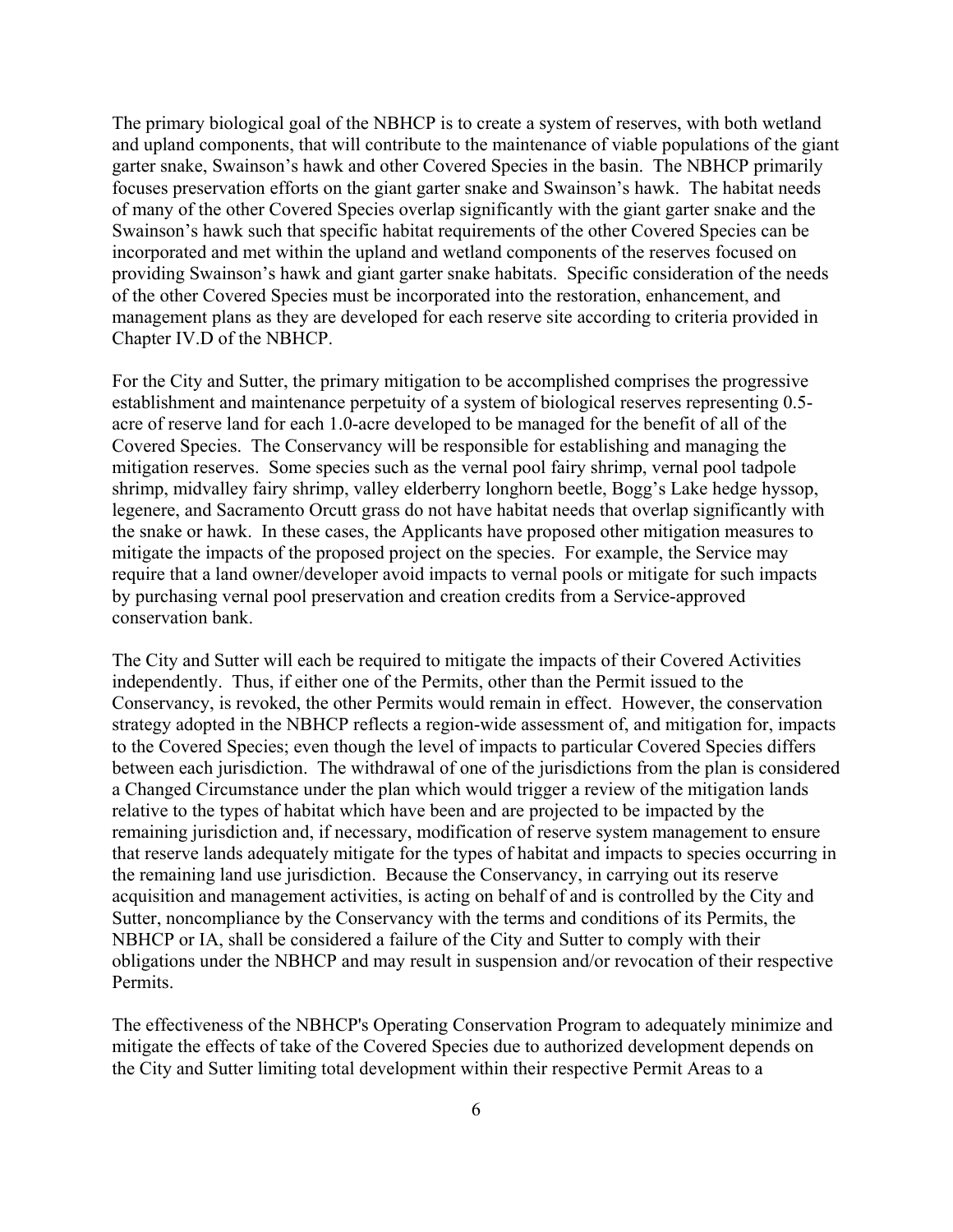The primary biological goal of the NBHCP is to create a system of reserves, with both wetland and upland components, that will contribute to the maintenance of viable populations of the giant garter snake, Swainson's hawk and other Covered Species in the basin. The NBHCP primarily focuses preservation efforts on the giant garter snake and Swainson's hawk. The habitat needs of many of the other Covered Species overlap significantly with the giant garter snake and the Swainson's hawk such that specific habitat requirements of the other Covered Species can be incorporated and met within the upland and wetland components of the reserves focused on providing Swainson's hawk and giant garter snake habitats. Specific consideration of the needs of the other Covered Species must be incorporated into the restoration, enhancement, and management plans as they are developed for each reserve site according to criteria provided in Chapter IV.D of the NBHCP.

For the City and Sutter, the primary mitigation to be accomplished comprises the progressive establishment and maintenance perpetuity of a system of biological reserves representing 0.5-acre of reserve land for each 1.0-acre developed to be managed for the benefit of all of the Covered Species. The Conservancy will be responsible for establishing and managing the mitigation reserves. Some species such as the vernal pool fairy shrimp, vernal pool tadpole shrimp, midvalley fairy shrimp, valley elderberry longhorn beetle, Bogg's Lake hedge hyssop, legenere, and Sacramento Orcutt grass do not have habitat needs that overlap significantly with the snake or hawk. In these cases, the Applicants have proposed other mitigation measures to mitigate the impacts of the proposed project on the species. For example, the Service may require that a land owner/developer avoid impacts to vernal pools or mitigate for such impacts by purchasing vernal pool preservation and creation credits from a Service-approved conservation bank.

The City and Sutter will each be required to mitigate the impacts of their Covered Activities independently. Thus, if either one of the Permits, other than the Permit issued to the Conservancy, is revoked, the other Permits would remain in effect. However, the conservation strategy adopted in the NBHCP reflects a region-wide assessment of, and mitigation for, impacts to the Covered Species; even though the level of impacts to particular Covered Species differs between each jurisdiction. The withdrawal of one of the jurisdictions from the plan is considered a Changed Circumstance under the plan which would trigger a review of the mitigation lands relative to the types of habitat which have been and are projected to be impacted by the remaining jurisdiction and, if necessary, modification of reserve system management to ensure that reserve lands adequately mitigate for the types of habitat and impacts to species occurring in the remaining land use jurisdiction. Because the Conservancy, in carrying out its reserve acquisition and management activities, is acting on behalf of and is controlled by the City and Sutter, noncompliance by the Conservancy with the terms and conditions of its Permits, the NBHCP or IA, shall be considered a failure of the City and Sutter to comply with their obligations under the NBHCP and may result in suspension and/or revocation of their respective Permits.

The effectiveness of the NBHCP's Operating Conservation Program to adequately minimize and mitigate the effects of take of the Covered Species due to authorized development depends on the City and Sutter limiting total development within their respective Permit Areas to a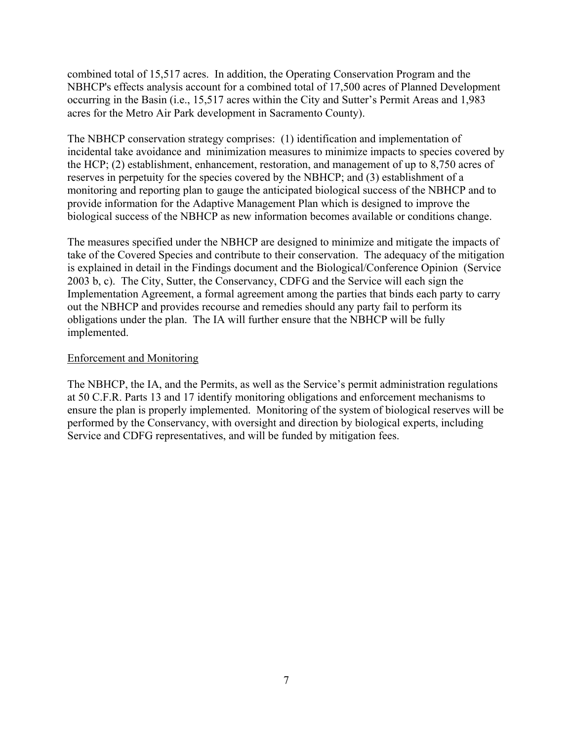combined total of 15,517 acres. In addition, the Operating Conservation Program and the NBHCP's effects analysis account for a combined total of 17,500 acres of Planned Development occurring in the Basin (i.e., 15,517 acres within the City and Sutter's Permit Areas and 1,983 acres for the Metro Air Park development in Sacramento County).

The NBHCP conservation strategy comprises: (1) identification and implementation of incidental take avoidance and minimization measures to minimize impacts to species covered by the HCP; (2) establishment, enhancement, restoration, and management of up to 8,750 acres of reserves in perpetuity for the species covered by the NBHCP; and (3) establishment of a monitoring and reporting plan to gauge the anticipated biological success of the NBHCP and to provide information for the Adaptive Management Plan which is designed to improve the biological success of the NBHCP as new information becomes available or conditions change.

The measures specified under the NBHCP are designed to minimize and mitigate the impacts of take of the Covered Species and contribute to their conservation. The adequacy of the mitigation is explained in detail in the Findings document and the Biological/Conference Opinion (Service 2003 b, c). The City, Sutter, the Conservancy, CDFG and the Service will each sign the Implementation Agreement, a formal agreement among the parties that binds each party to carry out the NBHCP and provides recourse and remedies should any party fail to perform its obligations under the plan. The IA will further ensure that the NBHCP will be fully implemented.

Enforcement and Monitoring

The NBHCP, the IA, and the Permits, as well as the Service's permit administration regulations at 50 C.F.R. Parts 13 and 17 identify monitoring obligations and enforcement mechanisms to ensure the plan is properly implemented. Monitoring of the system of biological reserves will be performed by the Conservancy, with oversight and direction by biological experts, including Service and CDFG representatives, and will be funded by mitigation fees.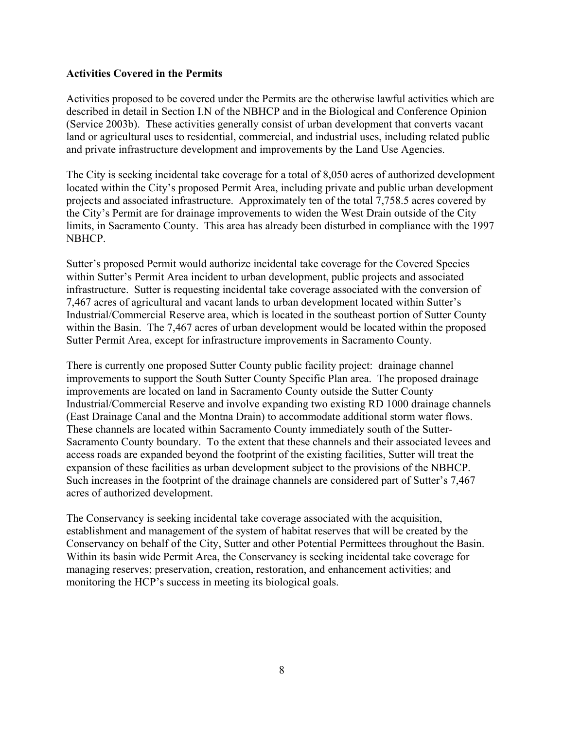**Activities Covered in the Permits**

Activities proposed to be covered under the Permits are the otherwise lawful activities which are described in detail in Section I.N of the NBHCP and in the Biological and Conference Opinion (Service 2003b). These activities generally consist of urban development that converts vacant land or agricultural uses to residential, commercial, and industrial uses, including related public and private infrastructure development and improvements by the Land Use Agencies.

The City is seeking incidental take coverage for a total of 8,050 acres of authorized development located within the City's proposed Permit Area, including private and public urban development projects and associated infrastructure. Approximately ten of the total 7,758.5 acres covered by the City's Permit are for drainage improvements to widen the West Drain outside of the City limits, in Sacramento County. This area has already been disturbed in compliance with the 1997 NBHCP.

Sutter's proposed Permit would authorize incidental take coverage for the Covered Species within Sutter's Permit Area incident to urban development, public projects and associated infrastructure. Sutter is requesting incidental take coverage associated with the conversion of 7,467 acres of agricultural and vacant lands to urban development located within Sutter's Industrial/Commercial Reserve area, which is located in the southeast portion of Sutter County within the Basin. The 7,467 acres of urban development would be located within the proposed Sutter Permit Area, except for infrastructure improvements in Sacramento County.

There is currently one proposed Sutter County public facility project: drainage channel improvements to support the South Sutter County Specific Plan area. The proposed drainage improvements are located on land in Sacramento County outside the Sutter County Industrial/Commercial Reserve and involve expanding two existing RD 1000 drainage channels (East Drainage Canal and the Montna Drain) to accommodate additional storm water flows. These channels are located within Sacramento County immediately south of the Sutter-Sacramento County boundary. To the extent that these channels and their associated levees and access roads are expanded beyond the footprint of the existing facilities, Sutter will treat the expansion of these facilities as urban development subject to the provisions of the NBHCP. Such increases in the footprint of the drainage channels are considered part of Sutter's 7,467 acres of authorized development.

The Conservancy is seeking incidental take coverage associated with the acquisition, establishment and management of the system of habitat reserves that will be created by the Conservancy on behalf of the City, Sutter and other Potential Permittees throughout the Basin. Within its basin wide Permit Area, the Conservancy is seeking incidental take coverage for managing reserves; preservation, creation, restoration, and enhancement activities; and monitoring the HCP's success in meeting its biological goals.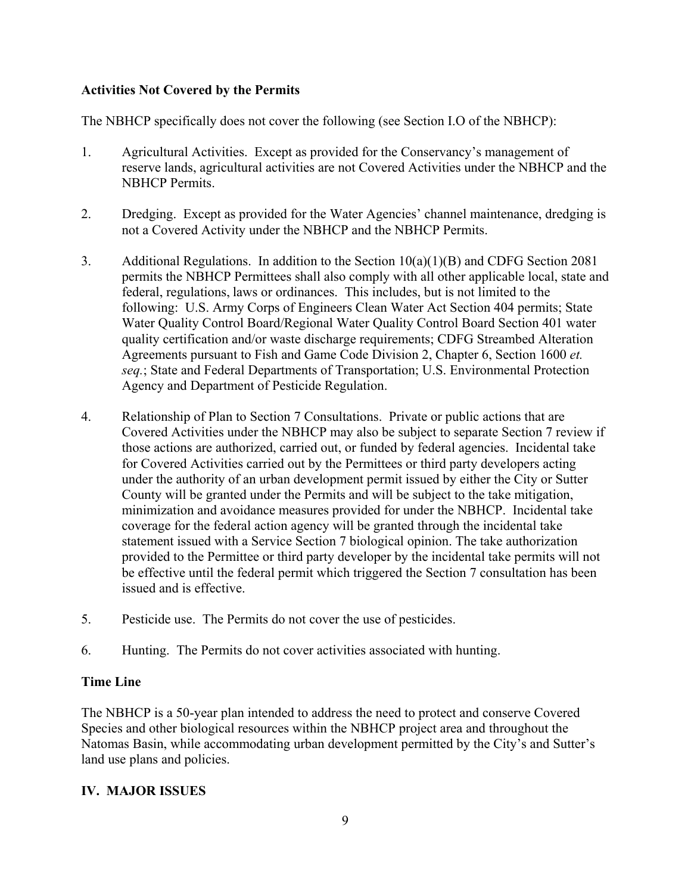**Activities Not Covered by the Permits**

The NBHCP specifically does not cover the following (see Section I.O of the NBHCP):

1. Agricultural Activities. Except as provided for the Conservancy's management of reserve lands, agricultural activities are not Covered Activities under the NBHCP and the NBHCP Permits.

2. Dredging. Except as provided for the Water Agencies' channel maintenance, dredging is not a Covered Activity under the NBHCP and the NBHCP Permits.

3. Additional Regulations. In addition to the Section 10(a)(1)(B) and CDFG Section 2081 permits the NBHCP Permittees shall also comply with all other applicable local, state and federal, regulations, laws or ordinances. This includes, but is not limited to the following: U.S. Army Corps of Engineers Clean Water Act Section 404 permits; State Water Quality Control Board/Regional Water Quality Control Board Section 401 water quality certification and/or waste discharge requirements; CDFG Streambed Alteration Agreements pursuant to Fish and Game Code Division 2, Chapter 6, Section 1600 *et. seq.*; State and Federal Departments of Transportation; U.S. Environmental Protection Agency and Department of Pesticide Regulation.

4. Relationship of Plan to Section 7 Consultations. Private or public actions that are Covered Activities under the NBHCP may also be subject to separate Section 7 review if those actions are authorized, carried out, or funded by federal agencies. Incidental take for Covered Activities carried out by the Permittees or third party developers acting under the authority of an urban development permit issued by either the City or Sutter County will be granted under the Permits and will be subject to the take mitigation, minimization and avoidance measures provided for under the NBHCP. Incidental take coverage for the federal action agency will be granted through the incidental take statement issued with a Service Section 7 biological opinion. The take authorization provided to the Permittee or third party developer by the incidental take permits will not be effective until the federal permit which triggered the Section 7 consultation has been issued and is effective.

5. Pesticide use. The Permits do not cover the use of pesticides.

6. Hunting. The Permits do not cover activities associated with hunting.

**Time Line**

The NBHCP is a 50-year plan intended to address the need to protect and conserve Covered Species and other biological resources within the NBHCP project area and throughout the Natomas Basin, while accommodating urban development permitted by the City's and Sutter's land use plans and policies.

## IV. MAJOR ISSUES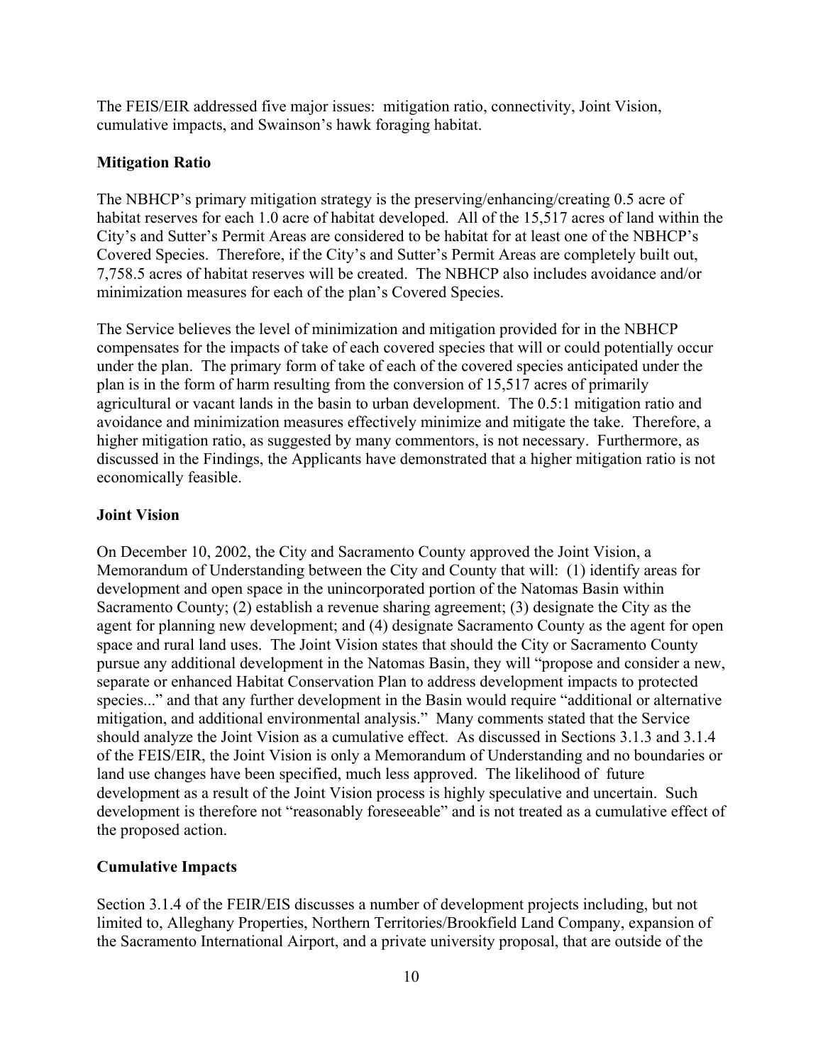The FEIS/EIR addressed five major issues: mitigation ratio, connectivity, Joint Vision, cumulative impacts, and Swainson's hawk foraging habitat.

**Mitigation Ratio**

The NBHCP's primary mitigation strategy is the preserving/enhancing/creating 0.5 acre of habitat reserves for each 1.0 acre of habitat developed. All of the 15,517 acres of land within the City's and Sutter's Permit Areas are considered to be habitat for at least one of the NBHCP's Covered Species. Therefore, if the City's and Sutter's Permit Areas are completely built out, 7,758.5 acres of habitat reserves will be created. The NBHCP also includes avoidance and/or minimization measures for each of the plan's Covered Species.

The Service believes the level of minimization and mitigation provided for in the NBHCP compensates for the impacts of take of each covered species that will or could potentially occur under the plan. The primary form of take of each of the covered species anticipated under the plan is in the form of harm resulting from the conversion of 15,517 acres of primarily agricultural or vacant lands in the basin to urban development. The 0.5:1 mitigation ratio and avoidance and minimization measures effectively minimize and mitigate the take. Therefore, a higher mitigation ratio, as suggested by many commentors, is not necessary. Furthermore, as discussed in the Findings, the Applicants have demonstrated that a higher mitigation ratio is not economically feasible.

**Joint Vision**

On December 10, 2002, the City and Sacramento County approved the Joint Vision, a Memorandum of Understanding between the City and County that will: (1) identify areas for development and open space in the unincorporated portion of the Natomas Basin within Sacramento County; (2) establish a revenue sharing agreement; (3) designate the City as the agent for planning new development; and (4) designate Sacramento County as the agent for open space and rural land uses. The Joint Vision states that should the City or Sacramento County pursue any additional development in the Natomas Basin, they will "propose and consider a new, separate or enhanced Habitat Conservation Plan to address development impacts to protected species..." and that any further development in the Basin would require "additional or alternative mitigation, and additional environmental analysis." Many comments stated that the Service should analyze the Joint Vision as a cumulative effect. As discussed in Sections 3.1.3 and 3.1.4 of the FEIS/EIR, the Joint Vision is only a Memorandum of Understanding and no boundaries or land use changes have been specified, much less approved. The likelihood of future development as a result of the Joint Vision process is highly speculative and uncertain. Such development is therefore not "reasonably foreseeable" and is not treated as a cumulative effect of the proposed action.

**Cumulative Impacts**

Section 3.1.4 of the FEIR/EIS discusses a number of development projects including, but not limited to, Alleghany Properties, Northern Territories/Brookfield Land Company, expansion of the Sacramento International Airport, and a private university proposal, that are outside of the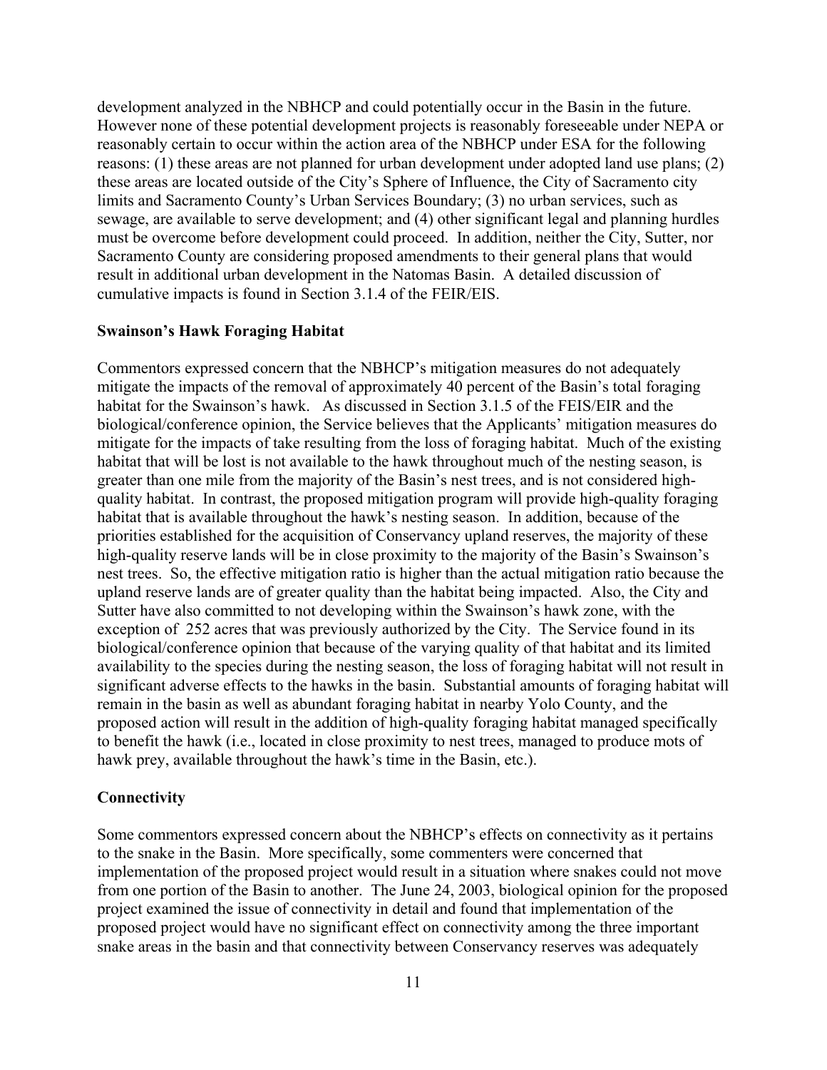development analyzed in the NBHCP and could potentially occur in the Basin in the future. However none of these potential development projects is reasonably foreseeable under NEPA or reasonably certain to occur within the action area of the NBHCP under ESA for the following reasons: (1) these areas are not planned for urban development under adopted land use plans; (2) these areas are located outside of the City's Sphere of Influence, the City of Sacramento city limits and Sacramento County's Urban Services Boundary; (3) no urban services, such as sewage, are available to serve development; and (4) other significant legal and planning hurdles must be overcome before development could proceed. In addition, neither the City, Sutter, nor Sacramento County are considering proposed amendments to their general plans that would result in additional urban development in the Natomas Basin. A detailed discussion of cumulative impacts is found in Section 3.1.4 of the FEIR/EIS.

**Swainson's Hawk Foraging Habitat**

Commentors expressed concern that the NBHCP's mitigation measures do not adequately mitigate the impacts of the removal of approximately 40 percent of the Basin's total foraging habitat for the Swainson's hawk. As discussed in Section 3.1.5 of the FEIS/EIR and the biological/conference opinion, the Service believes that the Applicants' mitigation measures do mitigate for the impacts of take resulting from the loss of foraging habitat. Much of the existing habitat that will be lost is not available to the hawk throughout much of the nesting season, is greater than one mile from the majority of the Basin's nest trees, and is not considered high-quality habitat. In contrast, the proposed mitigation program will provide high-quality foraging habitat that is available throughout the hawk's nesting season. In addition, because of the priorities established for the acquisition of Conservancy upland reserves, the majority of these high-quality reserve lands will be in close proximity to the majority of the Basin's Swainson's nest trees. So, the effective mitigation ratio is higher than the actual mitigation ratio because the upland reserve lands are of greater quality than the habitat being impacted. Also, the City and Sutter have also committed to not developing within the Swainson's hawk zone, with the exception of 252 acres that was previously authorized by the City. The Service found in its biological/conference opinion that because of the varying quality of that habitat and its limited availability to the species during the nesting season, the loss of foraging habitat will not result in significant adverse effects to the hawks in the basin. Substantial amounts of foraging habitat will remain in the basin as well as abundant foraging habitat in nearby Yolo County, and the proposed action will result in the addition of high-quality foraging habitat managed specifically to benefit the hawk (i.e., located in close proximity to nest trees, managed to produce mots of hawk prey, available throughout the hawk's time in the Basin, etc.).

**Connectivity**

Some commentors expressed concern about the NBHCP's effects on connectivity as it pertains to the snake in the Basin. More specifically, some commenters were concerned that implementation of the proposed project would result in a situation where snakes could not move from one portion of the Basin to another. The June 24, 2003, biological opinion for the proposed project examined the issue of connectivity in detail and found that implementation of the proposed project would have no significant effect on connectivity among the three important snake areas in the basin and that connectivity between Conservancy reserves was adequately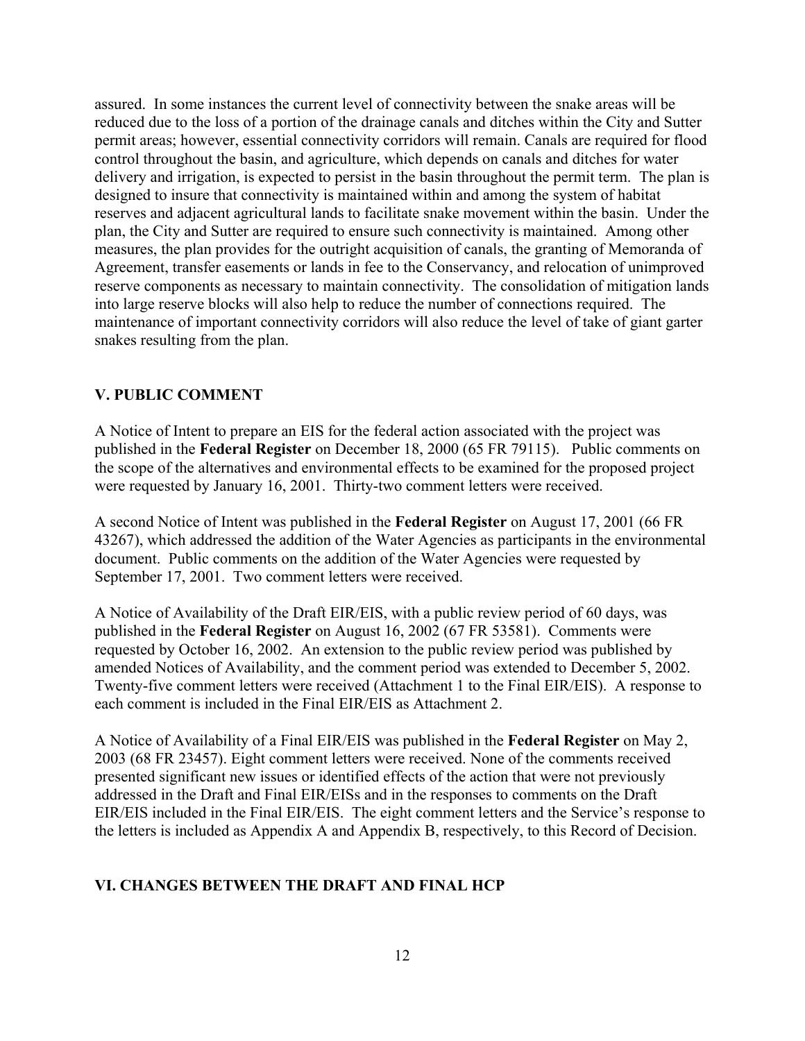assured. In some instances the current level of connectivity between the snake areas will be reduced due to the loss of a portion of the drainage canals and ditches within the City and Sutter permit areas; however, essential connectivity corridors will remain. Canals are required for flood control throughout the basin, and agriculture, which depends on canals and ditches for water delivery and irrigation, is expected to persist in the basin throughout the permit term. The plan is designed to insure that connectivity is maintained within and among the system of habitat reserves and adjacent agricultural lands to facilitate snake movement within the basin. Under the plan, the City and Sutter are required to ensure such connectivity is maintained. Among other measures, the plan provides for the outright acquisition of canals, the granting of Memoranda of Agreement, transfer easements or lands in fee to the Conservancy, and relocation of unimproved reserve components as necessary to maintain connectivity. The consolidation of mitigation lands into large reserve blocks will also help to reduce the number of connections required. The maintenance of important connectivity corridors will also reduce the level of take of giant garter snakes resulting from the plan.

## V. PUBLIC COMMENT

A Notice of Intent to prepare an EIS for the federal action associated with the project was published in the **Federal Register** on December 18, 2000 (65 FR 79115). Public comments on the scope of the alternatives and environmental effects to be examined for the proposed project were requested by January 16, 2001. Thirty-two comment letters were received.

A second Notice of Intent was published in the **Federal Register** on August 17, 2001 (66 FR 43267), which addressed the addition of the Water Agencies as participants in the environmental document. Public comments on the addition of the Water Agencies were requested by September 17, 2001. Two comment letters were received.

A Notice of Availability of the Draft EIR/EIS, with a public review period of 60 days, was published in the **Federal Register** on August 16, 2002 (67 FR 53581). Comments were requested by October 16, 2002. An extension to the public review period was published by amended Notices of Availability, and the comment period was extended to December 5, 2002. Twenty-five comment letters were received (Attachment 1 to the Final EIR/EIS). A response to each comment is included in the Final EIR/EIS as Attachment 2.

A Notice of Availability of a Final EIR/EIS was published in the **Federal Register** on May 2, 2003 (68 FR 23457). Eight comment letters were received. None of the comments received presented significant new issues or identified effects of the action that were not previously addressed in the Draft and Final EIR/EISs and in the responses to comments on the Draft EIR/EIS included in the Final EIR/EIS. The eight comment letters and the Service's response to the letters is included as Appendix A and Appendix B, respectively, to this Record of Decision.

## VI. CHANGES BETWEEN THE DRAFT AND FINAL HCP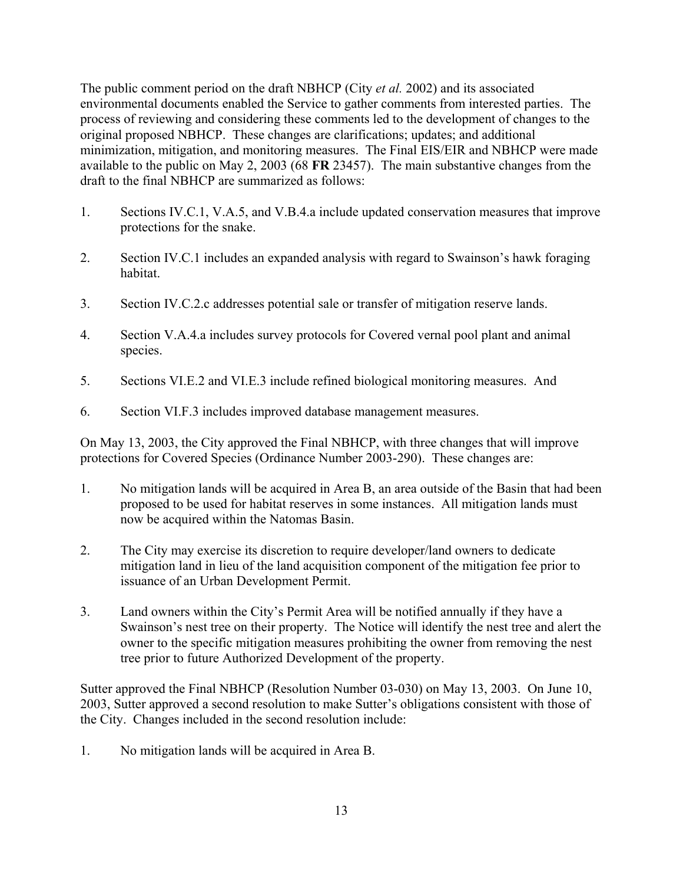The public comment period on the draft NBHCP (City *et al.* 2002) and its associated environmental documents enabled the Service to gather comments from interested parties. The process of reviewing and considering these comments led to the development of changes to the original proposed NBHCP. These changes are clarifications; updates; and additional minimization, mitigation, and monitoring measures. The Final EIS/EIR and NBHCP were made available to the public on May 2, 2003 (68 **FR** 23457). The main substantive changes from the draft to the final NBHCP are summarized as follows:

1. Sections IV.C.1, V.A.5, and V.B.4.a include updated conservation measures that improve protections for the snake.

2. Section IV.C.1 includes an expanded analysis with regard to Swainson's hawk foraging habitat.

3. Section IV.C.2.c addresses potential sale or transfer of mitigation reserve lands.

4. Section V.A.4.a includes survey protocols for Covered vernal pool plant and animal species.

5. Sections VI.E.2 and VI.E.3 include refined biological monitoring measures. And

6. Section VI.F.3 includes improved database management measures.

On May 13, 2003, the City approved the Final NBHCP, with three changes that will improve protections for Covered Species (Ordinance Number 2003-290). These changes are:

1. No mitigation lands will be acquired in Area B, an area outside of the Basin that had been proposed to be used for habitat reserves in some instances. All mitigation lands must now be acquired within the Natomas Basin.

2. The City may exercise its discretion to require developer/land owners to dedicate mitigation land in lieu of the land acquisition component of the mitigation fee prior to issuance of an Urban Development Permit.

3. Land owners within the City's Permit Area will be notified annually if they have a Swainson's nest tree on their property. The Notice will identify the nest tree and alert the owner to the specific mitigation measures prohibiting the owner from removing the nest tree prior to future Authorized Development of the property.

Sutter approved the Final NBHCP (Resolution Number 03-030) on May 13, 2003. On June 10, 2003, Sutter approved a second resolution to make Sutter's obligations consistent with those of the City. Changes included in the second resolution include:

1. No mitigation lands will be acquired in Area B.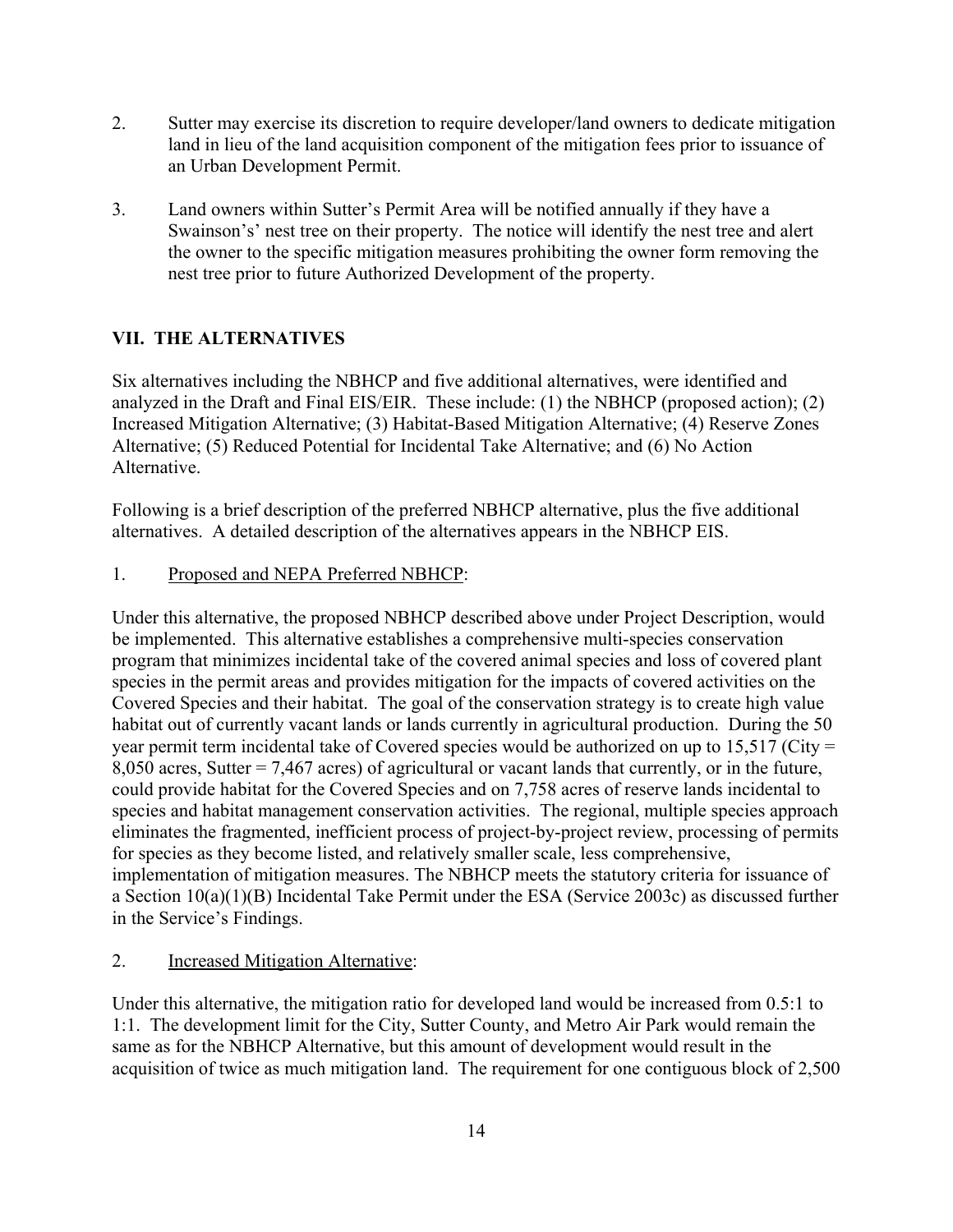2. Sutter may exercise its discretion to require developer/land owners to dedicate mitigation land in lieu of the land acquisition component of the mitigation fees prior to issuance of an Urban Development Permit.

3. Land owners within Sutter's Permit Area will be notified annually if they have a Swainson's' nest tree on their property. The notice will identify the nest tree and alert the owner to the specific mitigation measures prohibiting the owner form removing the nest tree prior to future Authorized Development of the property.

## VII. THE ALTERNATIVES

Six alternatives including the NBHCP and five additional alternatives, were identified and analyzed in the Draft and Final EIS/EIR. These include: (1) the NBHCP (proposed action); (2) Increased Mitigation Alternative; (3) Habitat-Based Mitigation Alternative; (4) Reserve Zones Alternative; (5) Reduced Potential for Incidental Take Alternative; and (6) No Action Alternative.

Following is a brief description of the preferred NBHCP alternative, plus the five additional alternatives. A detailed description of the alternatives appears in the NBHCP EIS.

1. Proposed and NEPA Preferred NBHCP:

Under this alternative, the proposed NBHCP described above under Project Description, would be implemented. This alternative establishes a comprehensive multi-species conservation program that minimizes incidental take of the covered animal species and loss of covered plant species in the permit areas and provides mitigation for the impacts of covered activities on the Covered Species and their habitat. The goal of the conservation strategy is to create high value habitat out of currently vacant lands or lands currently in agricultural production. During the 50 year permit term incidental take of Covered species would be authorized on up to 15,517 (City = 8,050 acres, Sutter = 7,467 acres) of agricultural or vacant lands that currently, or in the future, could provide habitat for the Covered Species and on 7,758 acres of reserve lands incidental to species and habitat management conservation activities. The regional, multiple species approach eliminates the fragmented, inefficient process of project-by-project review, processing of permits for species as they become listed, and relatively smaller scale, less comprehensive, implementation of mitigation measures. The NBHCP meets the statutory criteria for issuance of a Section 10(a)(1)(B) Incidental Take Permit under the ESA (Service 2003c) as discussed further in the Service's Findings.

2. Increased Mitigation Alternative:

Under this alternative, the mitigation ratio for developed land would be increased from 0.5:1 to 1:1. The development limit for the City, Sutter County, and Metro Air Park would remain the same as for the NBHCP Alternative, but this amount of development would result in the acquisition of twice as much mitigation land. The requirement for one contiguous block of 2,500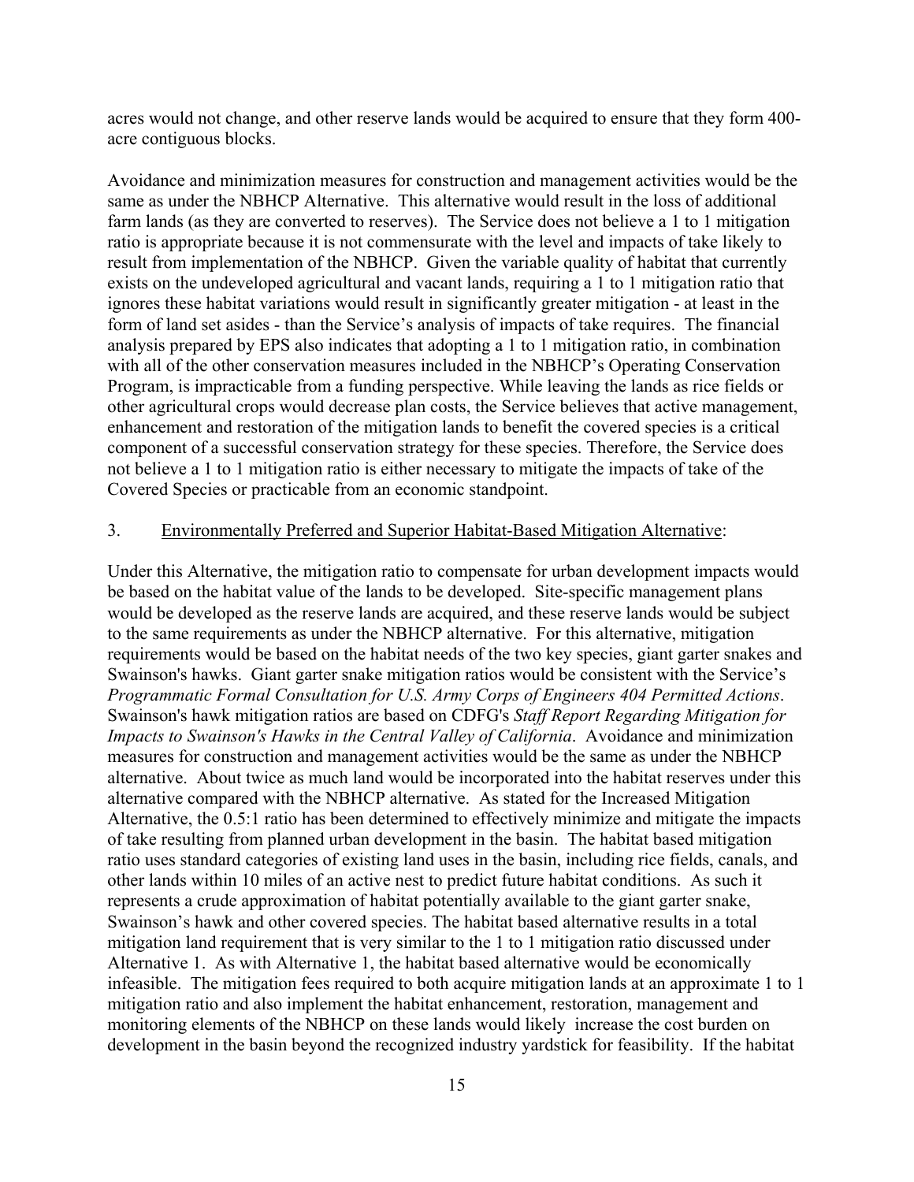acres would not change, and other reserve lands would be acquired to ensure that they form 400-acre contiguous blocks.

Avoidance and minimization measures for construction and management activities would be the same as under the NBHCP Alternative. This alternative would result in the loss of additional farm lands (as they are converted to reserves). The Service does not believe a 1 to 1 mitigation ratio is appropriate because it is not commensurate with the level and impacts of take likely to result from implementation of the NBHCP. Given the variable quality of habitat that currently exists on the undeveloped agricultural and vacant lands, requiring a 1 to 1 mitigation ratio that ignores these habitat variations would result in significantly greater mitigation - at least in the form of land set asides - than the Service's analysis of impacts of take requires. The financial analysis prepared by EPS also indicates that adopting a 1 to 1 mitigation ratio, in combination with all of the other conservation measures included in the NBHCP's Operating Conservation Program, is impracticable from a funding perspective. While leaving the lands as rice fields or other agricultural crops would decrease plan costs, the Service believes that active management, enhancement and restoration of the mitigation lands to benefit the covered species is a critical component of a successful conservation strategy for these species. Therefore, the Service does not believe a 1 to 1 mitigation ratio is either necessary to mitigate the impacts of take of the Covered Species or practicable from an economic standpoint.

3. Environmentally Preferred and Superior Habitat-Based Mitigation Alternative:

Under this Alternative, the mitigation ratio to compensate for urban development impacts would be based on the habitat value of the lands to be developed. Site-specific management plans would be developed as the reserve lands are acquired, and these reserve lands would be subject to the same requirements as under the NBHCP alternative. For this alternative, mitigation requirements would be based on the habitat needs of the two key species, giant garter snakes and Swainson's hawks. Giant garter snake mitigation ratios would be consistent with the Service's *Programmatic Formal Consultation for U.S. Army Corps of Engineers 404 Permitted Actions*. Swainson's hawk mitigation ratios are based on CDFG's *Staff Report Regarding Mitigation for Impacts to Swainson's Hawks in the Central Valley of California*. Avoidance and minimization measures for construction and management activities would be the same as under the NBHCP alternative. About twice as much land would be incorporated into the habitat reserves under this alternative compared with the NBHCP alternative. As stated for the Increased Mitigation Alternative, the 0.5:1 ratio has been determined to effectively minimize and mitigate the impacts of take resulting from planned urban development in the basin. The habitat based mitigation ratio uses standard categories of existing land uses in the basin, including rice fields, canals, and other lands within 10 miles of an active nest to predict future habitat conditions. As such it represents a crude approximation of habitat potentially available to the giant garter snake, Swainson's hawk and other covered species. The habitat based alternative results in a total mitigation land requirement that is very similar to the 1 to 1 mitigation ratio discussed under Alternative 1. As with Alternative 1, the habitat based alternative would be economically infeasible. The mitigation fees required to both acquire mitigation lands at an approximate 1 to 1 mitigation ratio and also implement the habitat enhancement, restoration, management and monitoring elements of the NBHCP on these lands would likely increase the cost burden on development in the basin beyond the recognized industry yardstick for feasibility. If the habitat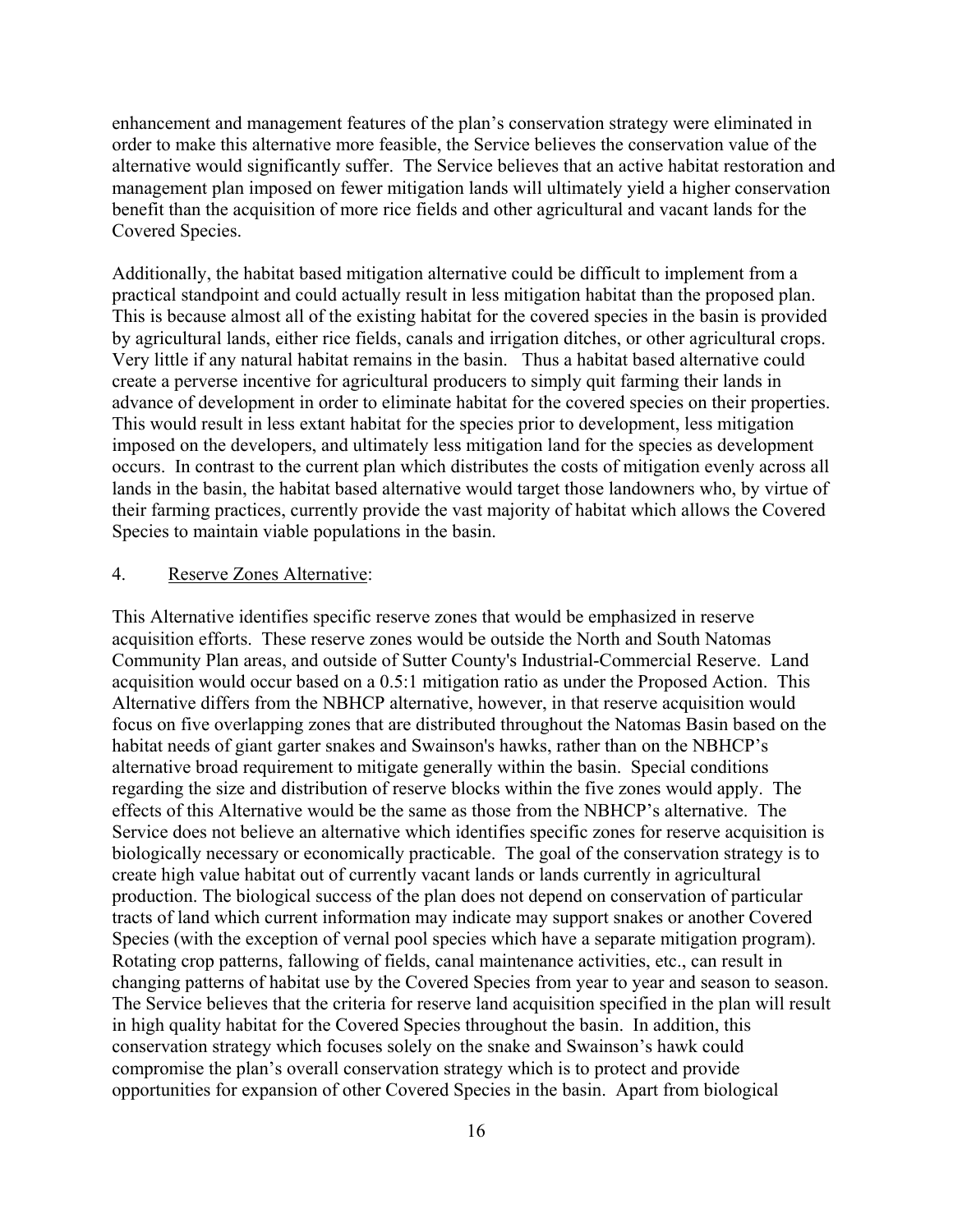enhancement and management features of the plan's conservation strategy were eliminated in order to make this alternative more feasible, the Service believes the conservation value of the alternative would significantly suffer. The Service believes that an active habitat restoration and management plan imposed on fewer mitigation lands will ultimately yield a higher conservation benefit than the acquisition of more rice fields and other agricultural and vacant lands for the Covered Species.

Additionally, the habitat based mitigation alternative could be difficult to implement from a practical standpoint and could actually result in less mitigation habitat than the proposed plan. This is because almost all of the existing habitat for the covered species in the basin is provided by agricultural lands, either rice fields, canals and irrigation ditches, or other agricultural crops. Very little if any natural habitat remains in the basin. Thus a habitat based alternative could create a perverse incentive for agricultural producers to simply quit farming their lands in advance of development in order to eliminate habitat for the covered species on their properties. This would result in less extant habitat for the species prior to development, less mitigation imposed on the developers, and ultimately less mitigation land for the species as development occurs. In contrast to the current plan which distributes the costs of mitigation evenly across all lands in the basin, the habitat based alternative would target those landowners who, by virtue of their farming practices, currently provide the vast majority of habitat which allows the Covered Species to maintain viable populations in the basin.

4. Reserve Zones Alternative:

This Alternative identifies specific reserve zones that would be emphasized in reserve acquisition efforts. These reserve zones would be outside the North and South Natomas Community Plan areas, and outside of Sutter County's Industrial-Commercial Reserve. Land acquisition would occur based on a 0.5:1 mitigation ratio as under the Proposed Action. This Alternative differs from the NBHCP alternative, however, in that reserve acquisition would focus on five overlapping zones that are distributed throughout the Natomas Basin based on the habitat needs of giant garter snakes and Swainson's hawks, rather than on the NBHCP's alternative broad requirement to mitigate generally within the basin. Special conditions regarding the size and distribution of reserve blocks within the five zones would apply. The effects of this Alternative would be the same as those from the NBHCP's alternative. The Service does not believe an alternative which identifies specific zones for reserve acquisition is biologically necessary or economically practicable. The goal of the conservation strategy is to create high value habitat out of currently vacant lands or lands currently in agricultural production. The biological success of the plan does not depend on conservation of particular tracts of land which current information may indicate may support snakes or another Covered Species (with the exception of vernal pool species which have a separate mitigation program). Rotating crop patterns, fallowing of fields, canal maintenance activities, etc., can result in changing patterns of habitat use by the Covered Species from year to year and season to season. The Service believes that the criteria for reserve land acquisition specified in the plan will result in high quality habitat for the Covered Species throughout the basin. In addition, this conservation strategy which focuses solely on the snake and Swainson's hawk could compromise the plan's overall conservation strategy which is to protect and provide opportunities for expansion of other Covered Species in the basin. Apart from biological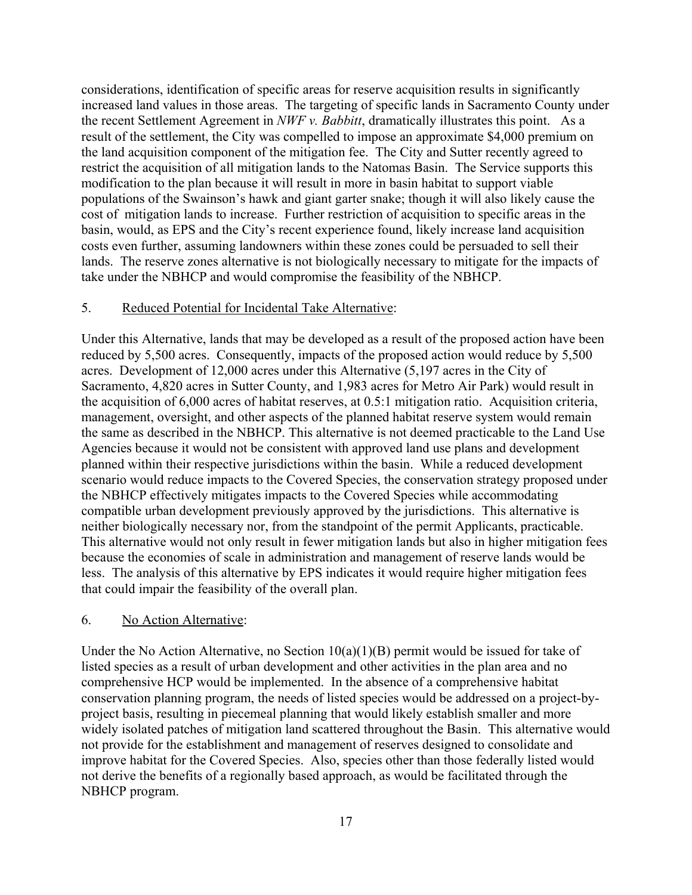considerations, identification of specific areas for reserve acquisition results in significantly increased land values in those areas. The targeting of specific lands in Sacramento County under the recent Settlement Agreement in *NWF v. Babbitt*, dramatically illustrates this point. As a result of the settlement, the City was compelled to impose an approximate $4,000 premium on the land acquisition component of the mitigation fee. The City and Sutter recently agreed to restrict the acquisition of all mitigation lands to the Natomas Basin. The Service supports this modification to the plan because it will result in more in basin habitat to support viable populations of the Swainson's hawk and giant garter snake; though it will also likely cause the cost of mitigation lands to increase. Further restriction of acquisition to specific areas in the basin, would, as EPS and the City's recent experience found, likely increase land acquisition costs even further, assuming landowners within these zones could be persuaded to sell their lands. The reserve zones alternative is not biologically necessary to mitigate for the impacts of take under the NBHCP and would compromise the feasibility of the NBHCP.

5. Reduced Potential for Incidental Take Alternative:

Under this Alternative, lands that may be developed as a result of the proposed action have been reduced by 5,500 acres. Consequently, impacts of the proposed action would reduce by 5,500 acres. Development of 12,000 acres under this Alternative (5,197 acres in the City of Sacramento, 4,820 acres in Sutter County, and 1,983 acres for Metro Air Park) would result in the acquisition of 6,000 acres of habitat reserves, at 0.5:1 mitigation ratio. Acquisition criteria, management, oversight, and other aspects of the planned habitat reserve system would remain the same as described in the NBHCP. This alternative is not deemed practicable to the Land Use Agencies because it would not be consistent with approved land use plans and development planned within their respective jurisdictions within the basin. While a reduced development scenario would reduce impacts to the Covered Species, the conservation strategy proposed under the NBHCP effectively mitigates impacts to the Covered Species while accommodating compatible urban development previously approved by the jurisdictions. This alternative is neither biologically necessary nor, from the standpoint of the permit Applicants, practicable. This alternative would not only result in fewer mitigation lands but also in higher mitigation fees because the economies of scale in administration and management of reserve lands would be less. The analysis of this alternative by EPS indicates it would require higher mitigation fees that could impair the feasibility of the overall plan.

6. No Action Alternative:

Under the No Action Alternative, no Section 10(a)(1)(B) permit would be issued for take of listed species as a result of urban development and other activities in the plan area and no comprehensive HCP would be implemented. In the absence of a comprehensive habitat conservation planning program, the needs of listed species would be addressed on a project-by-project basis, resulting in piecemeal planning that would likely establish smaller and more widely isolated patches of mitigation land scattered throughout the Basin. This alternative would not provide for the establishment and management of reserves designed to consolidate and improve habitat for the Covered Species. Also, species other than those federally listed would not derive the benefits of a regionally based approach, as would be facilitated through the NBHCP program.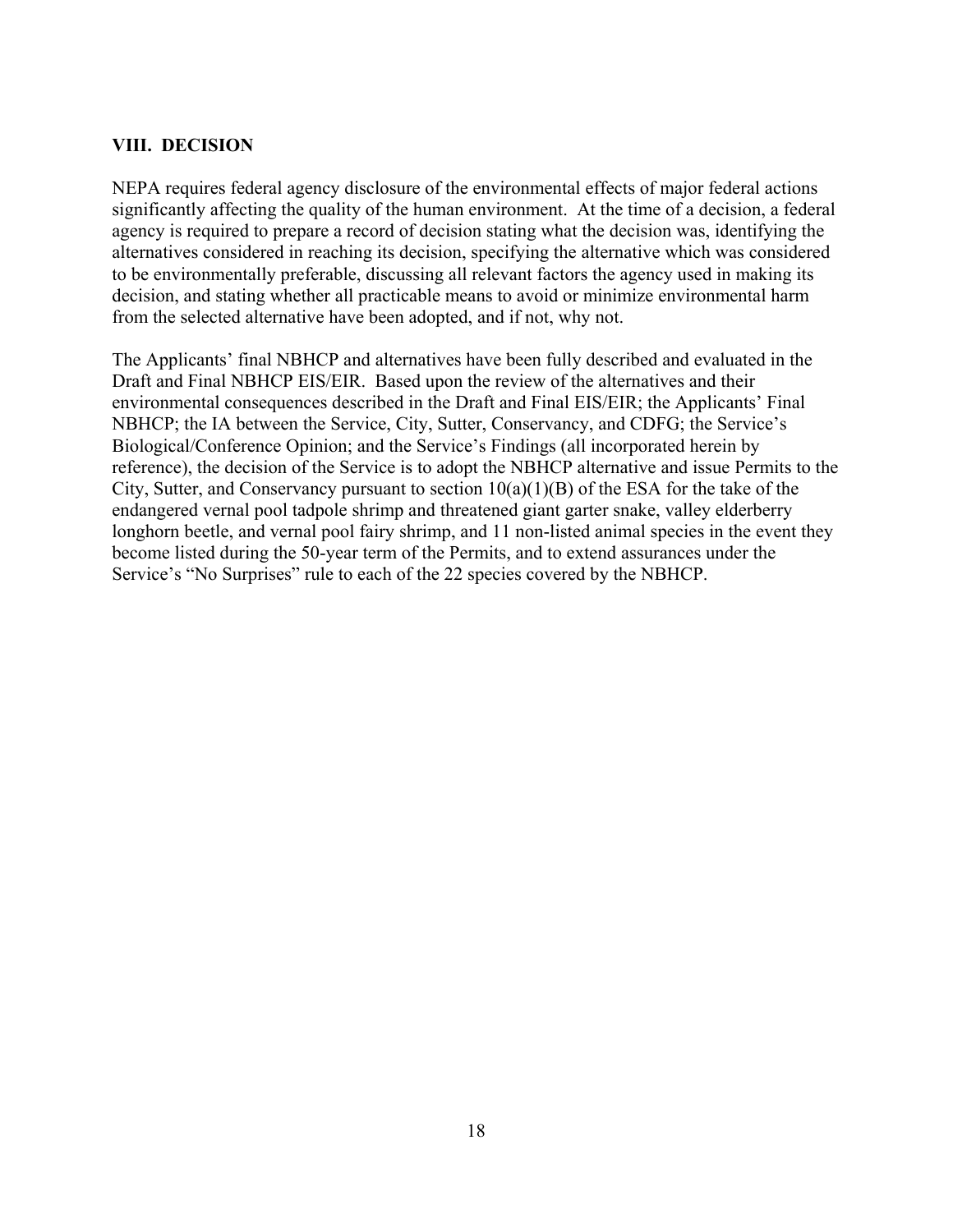## VIII. DECISION

NEPA requires federal agency disclosure of the environmental effects of major federal actions significantly affecting the quality of the human environment. At the time of a decision, a federal agency is required to prepare a record of decision stating what the decision was, identifying the alternatives considered in reaching its decision, specifying the alternative which was considered to be environmentally preferable, discussing all relevant factors the agency used in making its decision, and stating whether all practicable means to avoid or minimize environmental harm from the selected alternative have been adopted, and if not, why not.

The Applicants' final NBHCP and alternatives have been fully described and evaluated in the Draft and Final NBHCP EIS/EIR. Based upon the review of the alternatives and their environmental consequences described in the Draft and Final EIS/EIR; the Applicants' Final NBHCP; the IA between the Service, City, Sutter, Conservancy, and CDFG; the Service's Biological/Conference Opinion; and the Service's Findings (all incorporated herein by reference), the decision of the Service is to adopt the NBHCP alternative and issue Permits to the City, Sutter, and Conservancy pursuant to section 10(a)(1)(B) of the ESA for the take of the endangered vernal pool tadpole shrimp and threatened giant garter snake, valley elderberry longhorn beetle, and vernal pool fairy shrimp, and 11 non-listed animal species in the event they become listed during the 50-year term of the Permits, and to extend assurances under the Service's "No Surprises" rule to each of the 22 species covered by the NBHCP.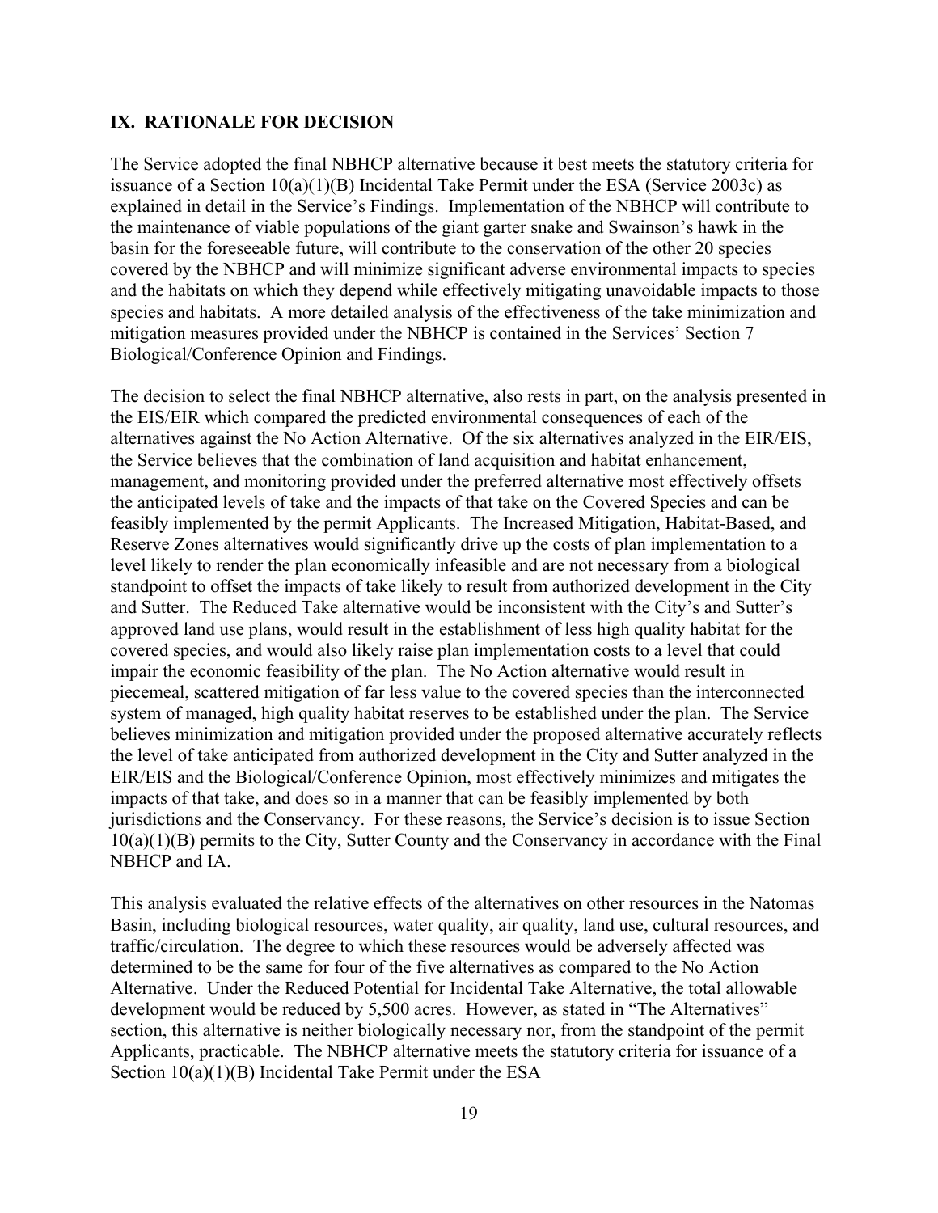## IX. RATIONALE FOR DECISION

The Service adopted the final NBHCP alternative because it best meets the statutory criteria for issuance of a Section 10(a)(1)(B) Incidental Take Permit under the ESA (Service 2003c) as explained in detail in the Service's Findings. Implementation of the NBHCP will contribute to the maintenance of viable populations of the giant garter snake and Swainson's hawk in the basin for the foreseeable future, will contribute to the conservation of the other 20 species covered by the NBHCP and will minimize significant adverse environmental impacts to species and the habitats on which they depend while effectively mitigating unavoidable impacts to those species and habitats. A more detailed analysis of the effectiveness of the take minimization and mitigation measures provided under the NBHCP is contained in the Services' Section 7 Biological/Conference Opinion and Findings.

The decision to select the final NBHCP alternative, also rests in part, on the analysis presented in the EIS/EIR which compared the predicted environmental consequences of each of the alternatives against the No Action Alternative. Of the six alternatives analyzed in the EIR/EIS, the Service believes that the combination of land acquisition and habitat enhancement, management, and monitoring provided under the preferred alternative most effectively offsets the anticipated levels of take and the impacts of that take on the Covered Species and can be feasibly implemented by the permit Applicants. The Increased Mitigation, Habitat-Based, and Reserve Zones alternatives would significantly drive up the costs of plan implementation to a level likely to render the plan economically infeasible and are not necessary from a biological standpoint to offset the impacts of take likely to result from authorized development in the City and Sutter. The Reduced Take alternative would be inconsistent with the City's and Sutter's approved land use plans, would result in the establishment of less high quality habitat for the covered species, and would also likely raise plan implementation costs to a level that could impair the economic feasibility of the plan. The No Action alternative would result in piecemeal, scattered mitigation of far less value to the covered species than the interconnected system of managed, high quality habitat reserves to be established under the plan. The Service believes minimization and mitigation provided under the proposed alternative accurately reflects the level of take anticipated from authorized development in the City and Sutter analyzed in the EIR/EIS and the Biological/Conference Opinion, most effectively minimizes and mitigates the impacts of that take, and does so in a manner that can be feasibly implemented by both jurisdictions and the Conservancy. For these reasons, the Service's decision is to issue Section 10(a)(1)(B) permits to the City, Sutter County and the Conservancy in accordance with the Final NBHCP and IA.

This analysis evaluated the relative effects of the alternatives on other resources in the Natomas Basin, including biological resources, water quality, air quality, land use, cultural resources, and traffic/circulation. The degree to which these resources would be adversely affected was determined to be the same for four of the five alternatives as compared to the No Action Alternative. Under the Reduced Potential for Incidental Take Alternative, the total allowable development would be reduced by 5,500 acres. However, as stated in "The Alternatives" section, this alternative is neither biologically necessary nor, from the standpoint of the permit Applicants, practicable. The NBHCP alternative meets the statutory criteria for issuance of a Section 10(a)(1)(B) Incidental Take Permit under the ESA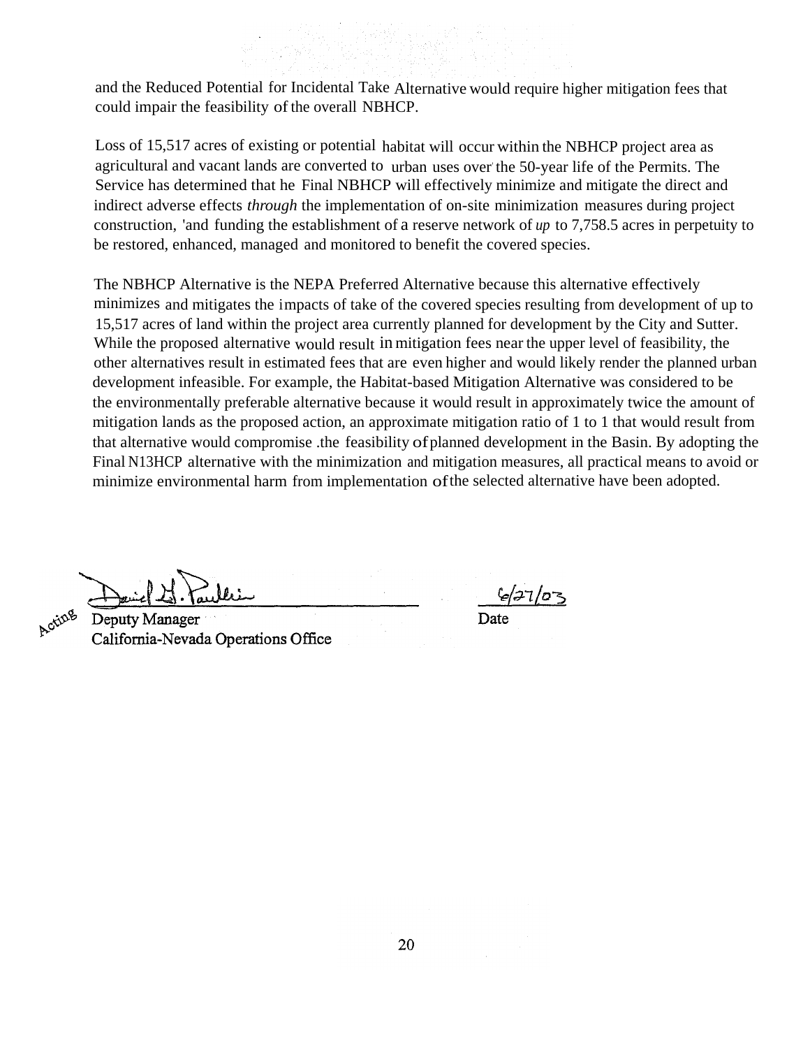and the Reduced Potential for Incidental Take Alternative would require higher mitigation fees that could impair the feasibility of the overall NBHCP.

Loss of 15,517 acres of existing or potential habitat will occur within the NBHCP project area as agricultural and vacant lands are converted to urban uses over the 50-year life of the Permits. The Service has determined that he Final NBHCP will effectively minimize and mitigate the direct and indirect adverse effects *through* the implementation of on-site minimization measures during project construction, 'and funding the establishment of a reserve network of *up* to 7,758.5 acres in perpetuity to be restored, enhanced, managed and monitored to benefit the covered species.

The NBHCP Alternative is the NEPA Preferred Alternative because this alternative effectively minimizes and mitigates the impacts of take of the covered species resulting from development of up to 15,517 acres of land within the project area currently planned for development by the City and Sutter. While the proposed alternative would result in mitigation fees near the upper level of feasibility, the other alternatives result in estimated fees that are even higher and would likely render the planned urban development infeasible. For example, the Habitat-based Mitigation Alternative was considered to be the environmentally preferable alternative because it would result in approximately twice the amount of mitigation lands as the proposed action, an approximate mitigation ratio of 1 to 1 that would result from that alternative would compromise .the feasibility of planned development in the Basin. By adopting the Final N13HCP alternative with the minimization and mitigation measures, all practical means to avoid or minimize environmental harm from implementation of the selected alternative have been adopted.

Acting Deputy Manager
California-Nevada Operations Office

6/27/03
Date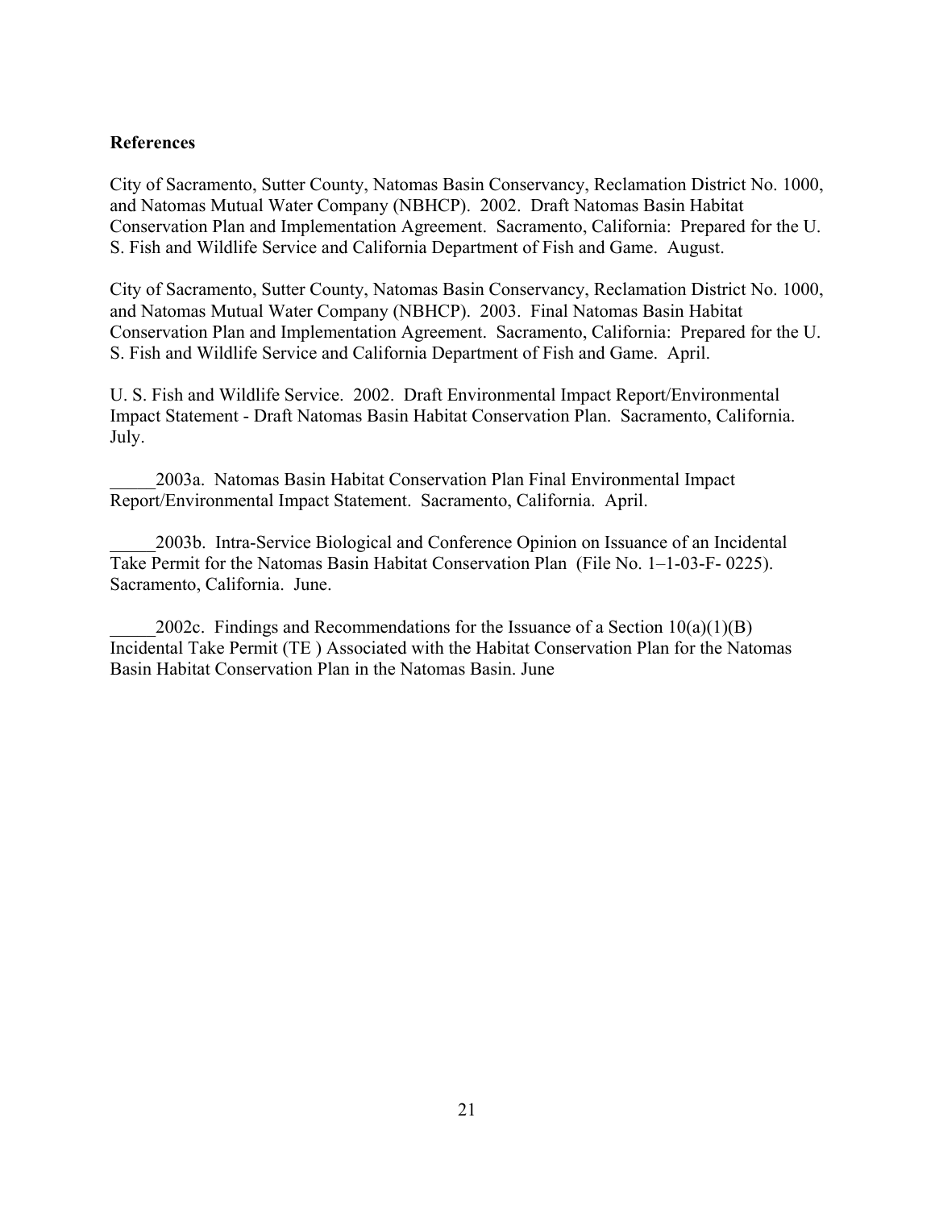**References**

City of Sacramento, Sutter County, Natomas Basin Conservancy, Reclamation District No. 1000, and Natomas Mutual Water Company (NBHCP). 2002. Draft Natomas Basin Habitat Conservation Plan and Implementation Agreement. Sacramento, California: Prepared for the U. S. Fish and Wildlife Service and California Department of Fish and Game. August.

City of Sacramento, Sutter County, Natomas Basin Conservancy, Reclamation District No. 1000, and Natomas Mutual Water Company (NBHCP). 2003. Final Natomas Basin Habitat Conservation Plan and Implementation Agreement. Sacramento, California: Prepared for the U. S. Fish and Wildlife Service and California Department of Fish and Game. April.

U. S. Fish and Wildlife Service. 2002. Draft Environmental Impact Report/Environmental Impact Statement - Draft Natomas Basin Habitat Conservation Plan. Sacramento, California. July.

_____2003a. Natomas Basin Habitat Conservation Plan Final Environmental Impact Report/Environmental Impact Statement. Sacramento, California. April.

_____2003b. Intra-Service Biological and Conference Opinion on Issuance of an Incidental Take Permit for the Natomas Basin Habitat Conservation Plan (File No. 1–1-03-F- 0225). Sacramento, California. June.

_____2002c. Findings and Recommendations for the Issuance of a Section 10(a)(1)(B) Incidental Take Permit (TE ) Associated with the Habitat Conservation Plan for the Natomas Basin Habitat Conservation Plan in the Natomas Basin. June